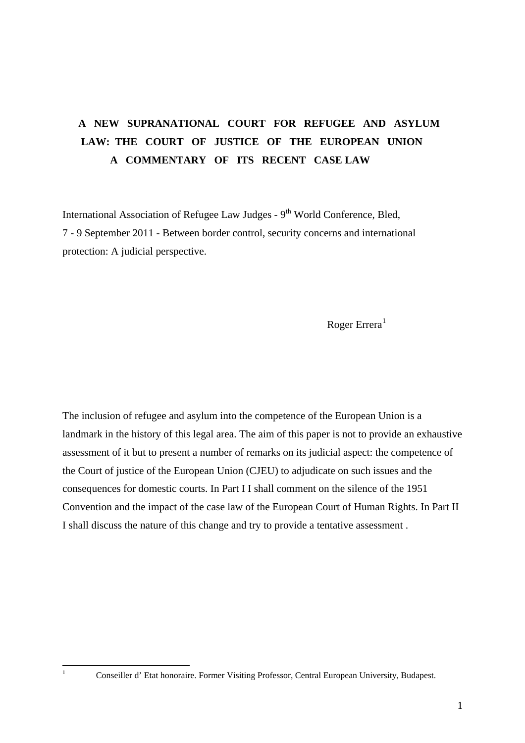# A NEW SUPRANATIONAL COURT FOR REFUGEE AND ASYLUM LAW: THE COURT OF JUSTICE OF THE EUROPEAN UNION A COMMENTARY OF ITS RECENT CASE LAW

International Association of Refugee Law Judges - 9th World Conference, Bled, 7 - 9 September 2011 - Between border control, security concerns and international protection: A judicial perspective.

Roger Errera[1]

The inclusion of refugee and asylum into the competence of the European Union is a landmark in the history of this legal area. The aim of this paper is not to provide an exhaustive assessment of it but to present a number of remarks on its judicial aspect: the competence of the Court of justice of the European Union (CJEU) to adjudicate on such issues and the consequences for domestic courts. In Part I I shall comment on the silence of the 1951 Convention and the impact of the case law of the European Court of Human Rights. In Part II I shall discuss the nature of this change and try to provide a tentative assessment .

---

[1] Conseiller d' Etat honoraire. Former Visiting Professor, Central European University, Budapest.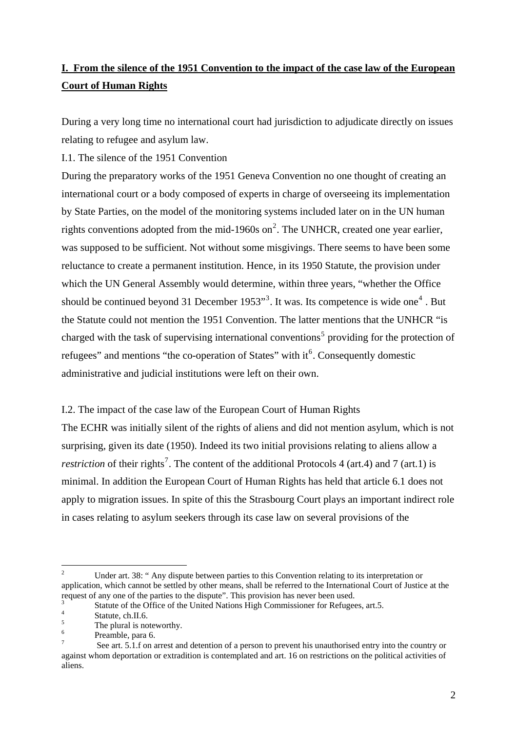## **I. From the silence of the 1951 Convention to the impact of the case law of the European Court of Human Rights**

During a very long time no international court had jurisdiction to adjudicate directly on issues relating to refugee and asylum law.

I.1. The silence of the 1951 Convention

During the preparatory works of the 1951 Geneva Convention no one thought of creating an international court or a body composed of experts in charge of overseeing its implementation by State Parties, on the model of the monitoring systems included later on in the UN human rights conventions adopted from the mid-1960s on[2]. The UNHCR, created one year earlier, was supposed to be sufficient. Not without some misgivings. There seems to have been some reluctance to create a permanent institution. Hence, in its 1950 Statute, the provision under which the UN General Assembly would determine, within three years, "whether the Office should be continued beyond 31 December 1953"[3]. It was. Its competence is wide one[4] . But the Statute could not mention the 1951 Convention. The latter mentions that the UNHCR "is charged with the task of supervising international conventions[5] providing for the protection of refugees" and mentions "the co-operation of States" with it[6]. Consequently domestic administrative and judicial institutions were left on their own.

I.2. The impact of the case law of the European Court of Human Rights

The ECHR was initially silent of the rights of aliens and did not mention asylum, which is not surprising, given its date (1950). Indeed its two initial provisions relating to aliens allow a *restriction* of their rights[7]. The content of the additional Protocols 4 (art.4) and 7 (art.1) is minimal. In addition the European Court of Human Rights has held that article 6.1 does not apply to migration issues. In spite of this the Strasbourg Court plays an important indirect role in cases relating to asylum seekers through its case law on several provisions of the

---

[2] Under art. 38: " Any dispute between parties to this Convention relating to its interpretation or application, which cannot be settled by other means, shall be referred to the International Court of Justice at the request of any one of the parties to the dispute". This provision has never been used.

[3] Statute of the Office of the United Nations High Commissioner for Refugees, art.5.

[4] Statute, ch.II.6.

[5] The plural is noteworthy.

[6] Preamble, para 6.

[7] See art. 5.1.f on arrest and detention of a person to prevent his unauthorised entry into the country or against whom deportation or extradition is contemplated and art. 16 on restrictions on the political activities of aliens.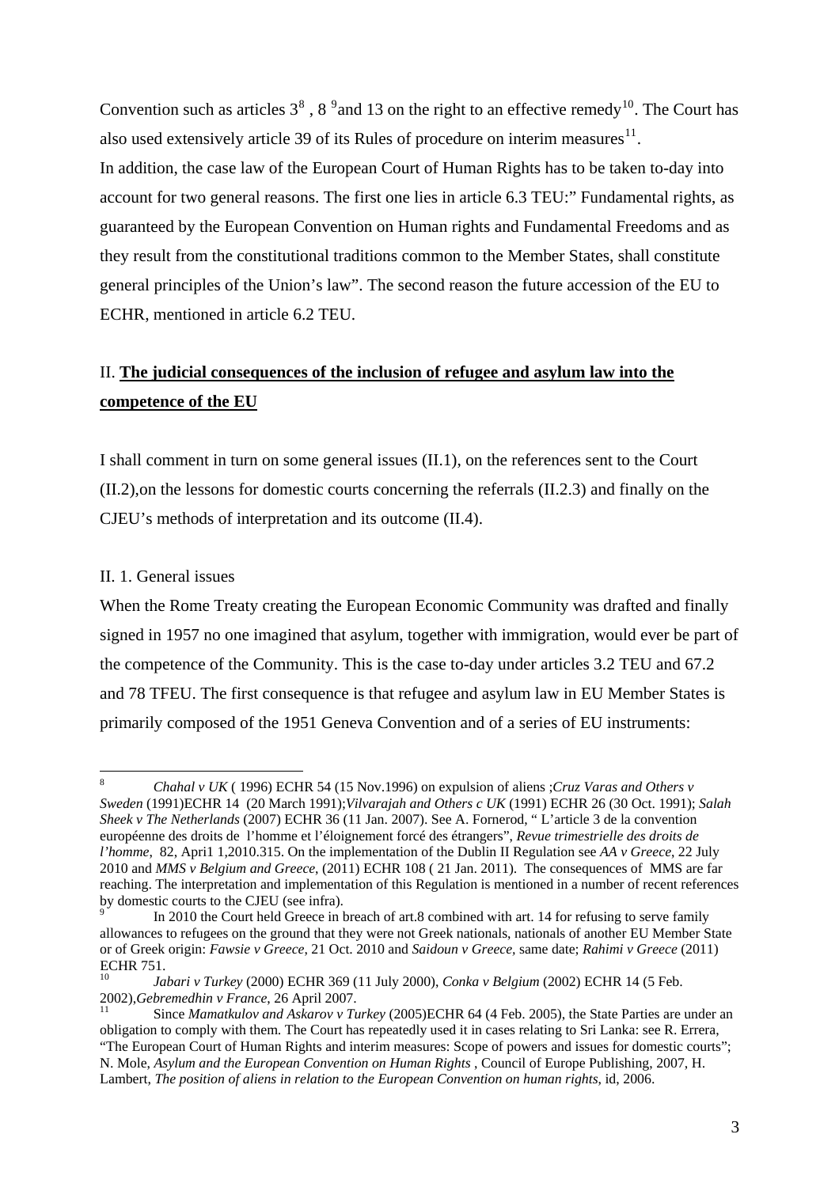Convention such as articles 3[8] , 8 [9]and 13 on the right to an effective remedy[10]. The Court has also used extensively article 39 of its Rules of procedure on interim measures[11].

In addition, the case law of the European Court of Human Rights has to be taken to-day into account for two general reasons. The first one lies in article 6.3 TEU:" Fundamental rights, as guaranteed by the European Convention on Human rights and Fundamental Freedoms and as they result from the constitutional traditions common to the Member States, shall constitute general principles of the Union's law". The second reason the future accession of the EU to ECHR, mentioned in article 6.2 TEU.

## II. **<u>The judicial consequences of the inclusion of refugee and asylum law into the competence of the EU</u>**

I shall comment in turn on some general issues (II.1), on the references sent to the Court (II.2),on the lessons for domestic courts concerning the referrals (II.2.3) and finally on the CJEU's methods of interpretation and its outcome (II.4).

### II. 1. General issues

When the Rome Treaty creating the European Economic Community was drafted and finally signed in 1957 no one imagined that asylum, together with immigration, would ever be part of the competence of the Community. This is the case to-day under articles 3.2 TEU and 67.2 and 78 TFEU. The first consequence is that refugee and asylum law in EU Member States is primarily composed of the 1951 Geneva Convention and of a series of EU instruments:

---

[8] *Chahal v UK* ( 1996) ECHR 54 (15 Nov.1996) on expulsion of aliens ;*Cruz Varas and Others v Sweden* (1991)ECHR 14 (20 March 1991);*Vilvarajah and Others c UK* (1991) ECHR 26 (30 Oct. 1991); *Salah Sheek v The Netherlands* (2007) ECHR 36 (11 Jan. 2007). See A. Fornerod, " L'article 3 de la convention européenne des droits de l'homme et l'éloignement forcé des étrangers", *Revue trimestrielle des droits de l'homme*, 82, Apri1 1,2010.315. On the implementation of the Dublin II Regulation see *AA v Greece*, 22 July 2010 and *MMS v Belgium and Greece*, (2011) ECHR 108 ( 21 Jan. 2011). The consequences of MMS are far reaching. The interpretation and implementation of this Regulation is mentioned in a number of recent references by domestic courts to the CJEU (see infra).

[9] In 2010 the Court held Greece in breach of art.8 combined with art. 14 for refusing to serve family allowances to refugees on the ground that they were not Greek nationals, nationals of another EU Member State or of Greek origin: *Fawsie v Greece*, 21 Oct. 2010 and *Saidoun v Greece*, same date; *Rahimi v Greece* (2011) ECHR 751.

[10] *Jabari v Turkey* (2000) ECHR 369 (11 July 2000), *Conka v Belgium* (2002) ECHR 14 (5 Feb. 2002),*Gebremedhin v France*, 26 April 2007.

[11] Since *Mamatkulov and Askarov v Turkey* (2005)ECHR 64 (4 Feb. 2005), the State Parties are under an obligation to comply with them. The Court has repeatedly used it in cases relating to Sri Lanka: see R. Errera, "The European Court of Human Rights and interim measures: Scope of powers and issues for domestic courts"; N. Mole, *Asylum and the European Convention on Human Rights* , Council of Europe Publishing, 2007, H. Lambert, *The position of aliens in relation to the European Convention on human rights*, id, 2006.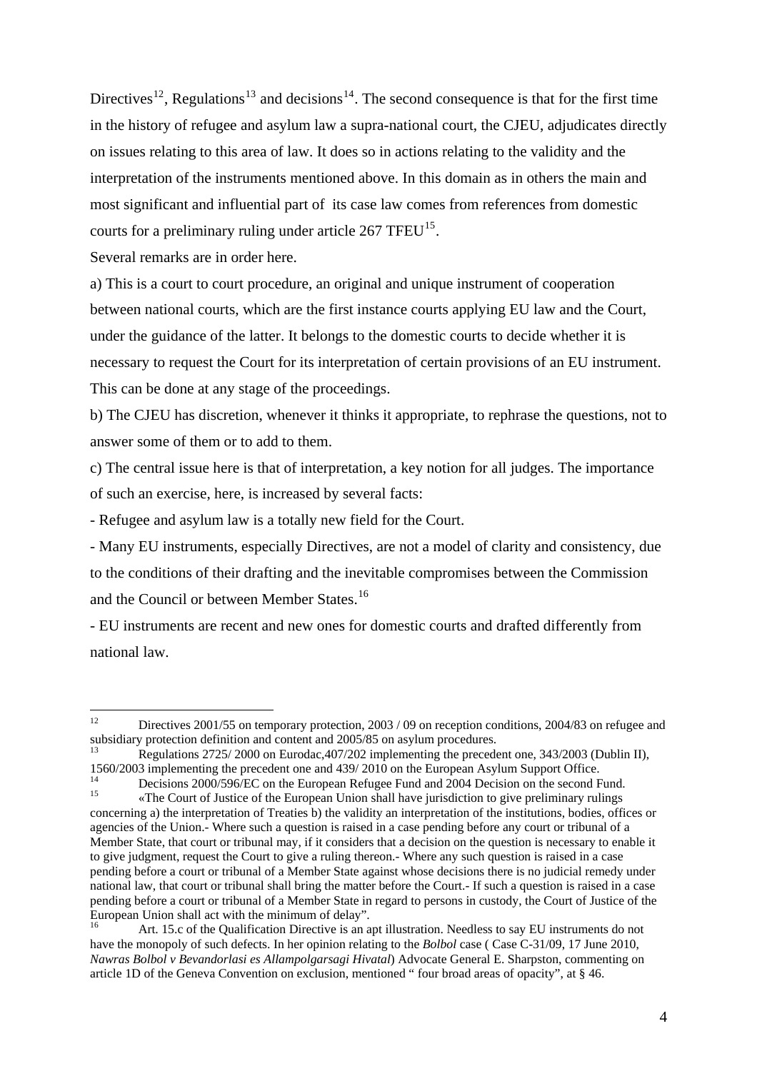Directives[12], Regulations[13] and decisions[14]. The second consequence is that for the first time in the history of refugee and asylum law a supra-national court, the CJEU, adjudicates directly on issues relating to this area of law. It does so in actions relating to the validity and the interpretation of the instruments mentioned above. In this domain as in others the main and most significant and influential part of its case law comes from references from domestic courts for a preliminary ruling under article 267 TFEU[15].

Several remarks are in order here.

a) This is a court to court procedure, an original and unique instrument of cooperation between national courts, which are the first instance courts applying EU law and the Court, under the guidance of the latter. It belongs to the domestic courts to decide whether it is necessary to request the Court for its interpretation of certain provisions of an EU instrument. This can be done at any stage of the proceedings.

b) The CJEU has discretion, whenever it thinks it appropriate, to rephrase the questions, not to answer some of them or to add to them.

c) The central issue here is that of interpretation, a key notion for all judges. The importance of such an exercise, here, is increased by several facts:

- Refugee and asylum law is a totally new field for the Court.
- Many EU instruments, especially Directives, are not a model of clarity and consistency, due to the conditions of their drafting and the inevitable compromises between the Commission and the Council or between Member States.[16]
- EU instruments are recent and new ones for domestic courts and drafted differently from national law.

---

[12] Directives 2001/55 on temporary protection, 2003 / 09 on reception conditions, 2004/83 on refugee and subsidiary protection definition and content and 2005/85 on asylum procedures.

[13] Regulations 2725/ 2000 on Eurodac,407/202 implementing the precedent one, 343/2003 (Dublin II), 1560/2003 implementing the precedent one and 439/ 2010 on the European Asylum Support Office.

[14] Decisions 2000/596/EC on the European Refugee Fund and 2004 Decision on the second Fund.

[15] «The Court of Justice of the European Union shall have jurisdiction to give preliminary rulings concerning a) the interpretation of Treaties b) the validity an interpretation of the institutions, bodies, offices or agencies of the Union.- Where such a question is raised in a case pending before any court or tribunal of a Member State, that court or tribunal may, if it considers that a decision on the question is necessary to enable it to give judgment, request the Court to give a ruling thereon.- Where any such question is raised in a case pending before a court or tribunal of a Member State against whose decisions there is no judicial remedy under national law, that court or tribunal shall bring the matter before the Court.- If such a question is raised in a case pending before a court or tribunal of a Member State in regard to persons in custody, the Court of Justice of the European Union shall act with the minimum of delay".

[16] Art. 15.c of the Qualification Directive is an apt illustration. Needless to say EU instruments do not have the monopoly of such defects. In her opinion relating to the *Bolbol* case ( Case C-31/09, 17 June 2010, *Nawras Bolbol v Bevandorlasi es Allampolgarsagi Hivatal*) Advocate General E. Sharpston, commenting on article 1D of the Geneva Convention on exclusion, mentioned " four broad areas of opacity", at § 46.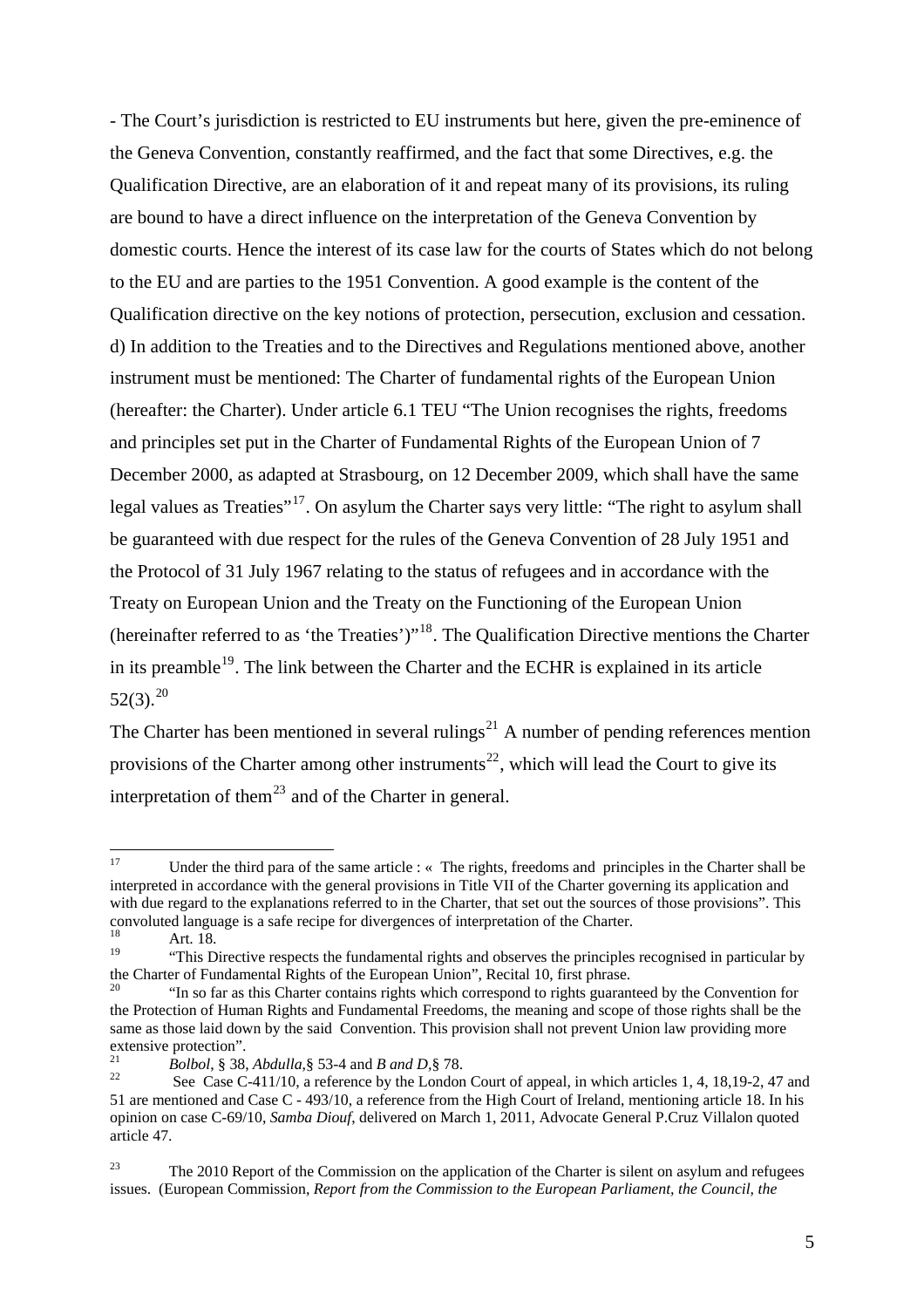- The Court's jurisdiction is restricted to EU instruments but here, given the pre-eminence of the Geneva Convention, constantly reaffirmed, and the fact that some Directives, e.g. the Qualification Directive, are an elaboration of it and repeat many of its provisions, its ruling are bound to have a direct influence on the interpretation of the Geneva Convention by domestic courts. Hence the interest of its case law for the courts of States which do not belong to the EU and are parties to the 1951 Convention. A good example is the content of the Qualification directive on the key notions of protection, persecution, exclusion and cessation.

d) In addition to the Treaties and to the Directives and Regulations mentioned above, another instrument must be mentioned: The Charter of fundamental rights of the European Union (hereafter: the Charter). Under article 6.1 TEU "The Union recognises the rights, freedoms and principles set put in the Charter of Fundamental Rights of the European Union of 7 December 2000, as adapted at Strasbourg, on 12 December 2009, which shall have the same legal values as Treaties"[17]. On asylum the Charter says very little: "The right to asylum shall be guaranteed with due respect for the rules of the Geneva Convention of 28 July 1951 and the Protocol of 31 July 1967 relating to the status of refugees and in accordance with the Treaty on European Union and the Treaty on the Functioning of the European Union (hereinafter referred to as 'the Treaties')"[18]. The Qualification Directive mentions the Charter in its preamble[19]. The link between the Charter and the ECHR is explained in its article 52(3).[20]

The Charter has been mentioned in several rulings[21] A number of pending references mention provisions of the Charter among other instruments[22], which will lead the Court to give its interpretation of them[23] and of the Charter in general.

---

[17] Under the third para of the same article : « The rights, freedoms and principles in the Charter shall be interpreted in accordance with the general provisions in Title VII of the Charter governing its application and with due regard to the explanations referred to in the Charter, that set out the sources of those provisions". This convoluted language is a safe recipe for divergences of interpretation of the Charter.

[18] Art. 18.

[19] "This Directive respects the fundamental rights and observes the principles recognised in particular by the Charter of Fundamental Rights of the European Union", Recital 10, first phrase.

[20] "In so far as this Charter contains rights which correspond to rights guaranteed by the Convention for the Protection of Human Rights and Fundamental Freedoms, the meaning and scope of those rights shall be the same as those laid down by the said Convention. This provision shall not prevent Union law providing more extensive protection".

[21] *Bolbol*, § 38, *Abdulla*,§ 53-4 and *B and D*,§ 78.

[22] See Case C-411/10, a reference by the London Court of appeal, in which articles 1, 4, 18,19-2, 47 and 51 are mentioned and Case C - 493/10, a reference from the High Court of Ireland, mentioning article 18. In his opinion on case C-69/10, *Samba Diouf*, delivered on March 1, 2011, Advocate General P.Cruz Villalon quoted article 47.

[23] The 2010 Report of the Commission on the application of the Charter is silent on asylum and refugees issues. (European Commission, *Report from the Commission to the European Parliament, the Council, the*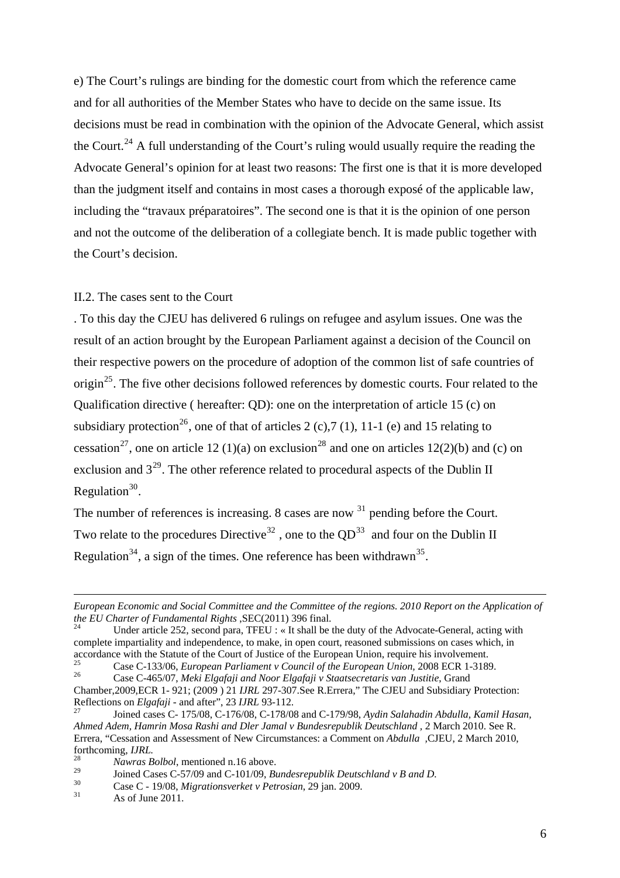e) The Court's rulings are binding for the domestic court from which the reference came and for all authorities of the Member States who have to decide on the same issue. Its decisions must be read in combination with the opinion of the Advocate General, which assist the Court.[24] A full understanding of the Court's ruling would usually require the reading the Advocate General's opinion for at least two reasons: The first one is that it is more developed than the judgment itself and contains in most cases a thorough exposé of the applicable law, including the "travaux préparatoires". The second one is that it is the opinion of one person and not the outcome of the deliberation of a collegiate bench. It is made public together with the Court's decision.

II.2. The cases sent to the Court

. To this day the CJEU has delivered 6 rulings on refugee and asylum issues. One was the result of an action brought by the European Parliament against a decision of the Council on their respective powers on the procedure of adoption of the common list of safe countries of origin[25]. The five other decisions followed references by domestic courts. Four related to the Qualification directive ( hereafter: QD): one on the interpretation of article 15 (c) on subsidiary protection[26], one of that of articles 2 (c),7 (1), 11-1 (e) and 15 relating to cessation[27], one on article 12 (1)(a) on exclusion[28] and one on articles 12(2)(b) and (c) on exclusion and 3[29]. The other reference related to procedural aspects of the Dublin II Regulation[30].

The number of references is increasing. 8 cases are now [31] pending before the Court. Two relate to the procedures Directive[32] , one to the QD[33] and four on the Dublin II Regulation[34], a sign of the times. One reference has been withdrawn[35].

---

*European Economic and Social Committee and the Committee of the regions. 2010 Report on the Application of the EU Charter of Fundamental Rights* ,SEC(2011) 396 final.

[24] Under article 252, second para, TFEU : « It shall be the duty of the Advocate-General, acting with complete impartiality and independence, to make, in open court, reasoned submissions on cases which, in accordance with the Statute of the Court of Justice of the European Union, require his involvement.

[25] Case C-133/06, *European Parliament v Council of the European Union,* 2008 ECR 1-3189.

[26] Case C-465/07, *Meki Elgafaji and Noor Elgafaji v Staatsecretaris van Justitie*, Grand Chamber,2009,ECR 1- 921; (2009 ) 21 *IJRL* 297-307.See R.Errera," The CJEU and Subsidiary Protection: Reflections on *Elgafaji* - and after", 23 *IJRL* 93-112.

[27] Joined cases C- 175/08, C-176/08, C-178/08 and C-179/98, *Aydin Salahadin Abdulla, Kamil Hasan, Ahmed Adem, Hamrin Mosa Rashi and Dler Jamal v Bundesrepublik Deutschland* , 2 March 2010. See R. Errera, "Cessation and Assessment of New Circumstances: a Comment on *Abdulla* ,CJEU, 2 March 2010, forthcoming, *IJRL*.

[28] *Nawras Bolbol*, mentioned n.16 above.

[29] Joined Cases C-57/09 and C-101/09, *Bundesrepublik Deutschland v B and D.*

[30] Case C - 19/08, *Migrationsverket v Petrosian*, 29 jan. 2009.

[31] As of June 2011.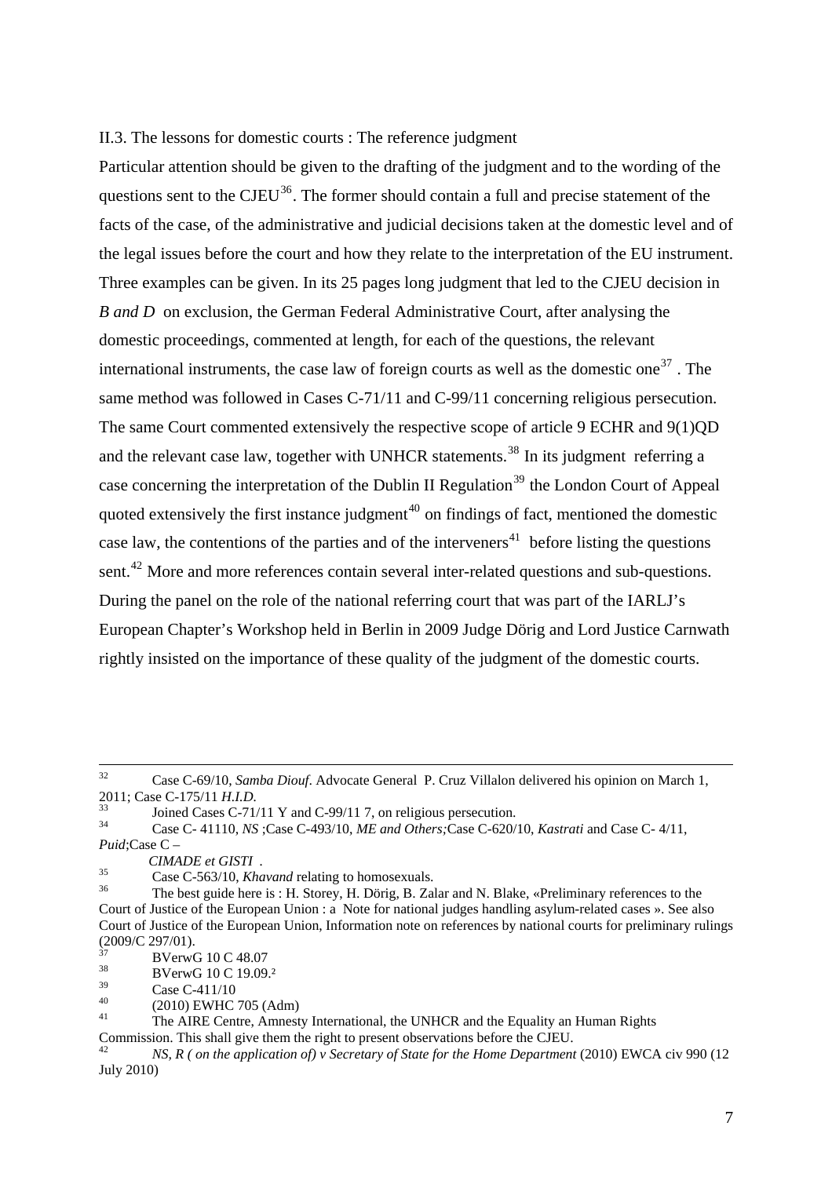II.3. The lessons for domestic courts : The reference judgment

Particular attention should be given to the drafting of the judgment and to the wording of the questions sent to the CJEU[36]. The former should contain a full and precise statement of the facts of the case, of the administrative and judicial decisions taken at the domestic level and of the legal issues before the court and how they relate to the interpretation of the EU instrument. Three examples can be given. In its 25 pages long judgment that led to the CJEU decision in *B and D* on exclusion, the German Federal Administrative Court, after analysing the domestic proceedings, commented at length, for each of the questions, the relevant international instruments, the case law of foreign courts as well as the domestic one[37] . The same method was followed in Cases C-71/11 and C-99/11 concerning religious persecution. The same Court commented extensively the respective scope of article 9 ECHR and 9(1)QD and the relevant case law, together with UNHCR statements.[38] In its judgment referring a case concerning the interpretation of the Dublin II Regulation[39] the London Court of Appeal quoted extensively the first instance judgment[40] on findings of fact, mentioned the domestic case law, the contentions of the parties and of the interveners[41] before listing the questions sent.[42] More and more references contain several inter-related questions and sub-questions. During the panel on the role of the national referring court that was part of the IARLJ's European Chapter's Workshop held in Berlin in 2009 Judge Dörig and Lord Justice Carnwath rightly insisted on the importance of these quality of the judgment of the domestic courts.

---

[32] Case C-69/10, *Samba Diouf*. Advocate General P. Cruz Villalon delivered his opinion on March 1, 2011; Case C-175/11 *H.I.D.*

[33] Joined Cases C-71/11 Y and C-99/11 7, on religious persecution.

[34] Case C- 41110, *NS* ;Case C-493/10, *ME and Others;*Case C-620/10, *Kastrati* and Case C- 4/11, *Puid*;Case C – *CIMADE et GISTI* .

[35] Case C-563/10, *Khavand* relating to homosexuals.

[36] The best guide here is : H. Storey, H. Dörig, B. Zalar and N. Blake, «Preliminary references to the Court of Justice of the European Union : a Note for national judges handling asylum-related cases ». See also Court of Justice of the European Union, Information note on references by national courts for preliminary rulings (2009/C 297/01).

[37] BVerwG 10 C 48.07

[38] BVerwG 10 C 19.09.²

[39] Case C-411/10

[40] (2010) EWHC 705 (Adm)

[41] The AIRE Centre, Amnesty International, the UNHCR and the Equality an Human Rights Commission. This shall give them the right to present observations before the CJEU.

[42] *NS, R ( on the application of) v Secretary of State for the Home Department* (2010) EWCA civ 990 (12 July 2010)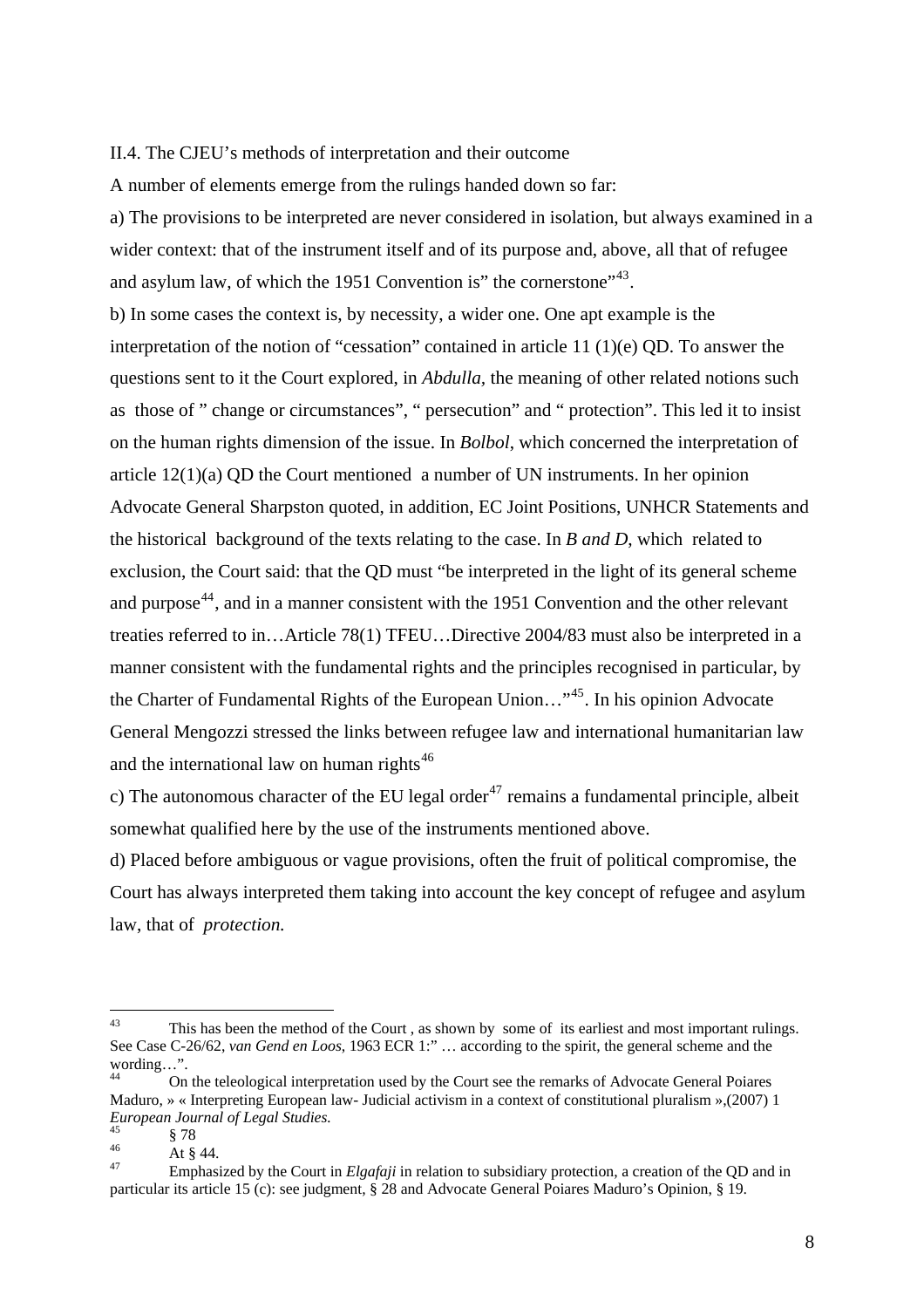II.4. The CJEU's methods of interpretation and their outcome

A number of elements emerge from the rulings handed down so far:

a) The provisions to be interpreted are never considered in isolation, but always examined in a wider context: that of the instrument itself and of its purpose and, above, all that of refugee and asylum law, of which the 1951 Convention is" the cornerstone"[43].

b) In some cases the context is, by necessity, a wider one. One apt example is the interpretation of the notion of "cessation" contained in article 11 (1)(e) QD. To answer the questions sent to it the Court explored, in *Abdulla*, the meaning of other related notions such as those of " change or circumstances", " persecution" and " protection". This led it to insist on the human rights dimension of the issue. In *Bolbol*, which concerned the interpretation of article 12(1)(a) QD the Court mentioned a number of UN instruments. In her opinion Advocate General Sharpston quoted, in addition, EC Joint Positions, UNHCR Statements and the historical background of the texts relating to the case. In *B and D*, which related to exclusion, the Court said: that the QD must "be interpreted in the light of its general scheme and purpose[44], and in a manner consistent with the 1951 Convention and the other relevant treaties referred to in…Article 78(1) TFEU…Directive 2004/83 must also be interpreted in a manner consistent with the fundamental rights and the principles recognised in particular, by the Charter of Fundamental Rights of the European Union…"[45]. In his opinion Advocate General Mengozzi stressed the links between refugee law and international humanitarian law and the international law on human rights[46]

c) The autonomous character of the EU legal order[47] remains a fundamental principle, albeit somewhat qualified here by the use of the instruments mentioned above.

d) Placed before ambiguous or vague provisions, often the fruit of political compromise, the Court has always interpreted them taking into account the key concept of refugee and asylum law, that of *protection.*

---

[43] This has been the method of the Court , as shown by some of its earliest and most important rulings. See Case C-26/62, *van Gend en Loos*, 1963 ECR 1:" … according to the spirit, the general scheme and the wording…".

[44] On the teleological interpretation used by the Court see the remarks of Advocate General Poiares Maduro, » « Interpreting European law- Judicial activism in a context of constitutional pluralism »,(2007) 1 *European Journal of Legal Studies.*

[45] § 78

[46] At § 44.

[47] Emphasized by the Court in *Elgafaji* in relation to subsidiary protection, a creation of the QD and in particular its article 15 (c): see judgment, § 28 and Advocate General Poiares Maduro's Opinion, § 19.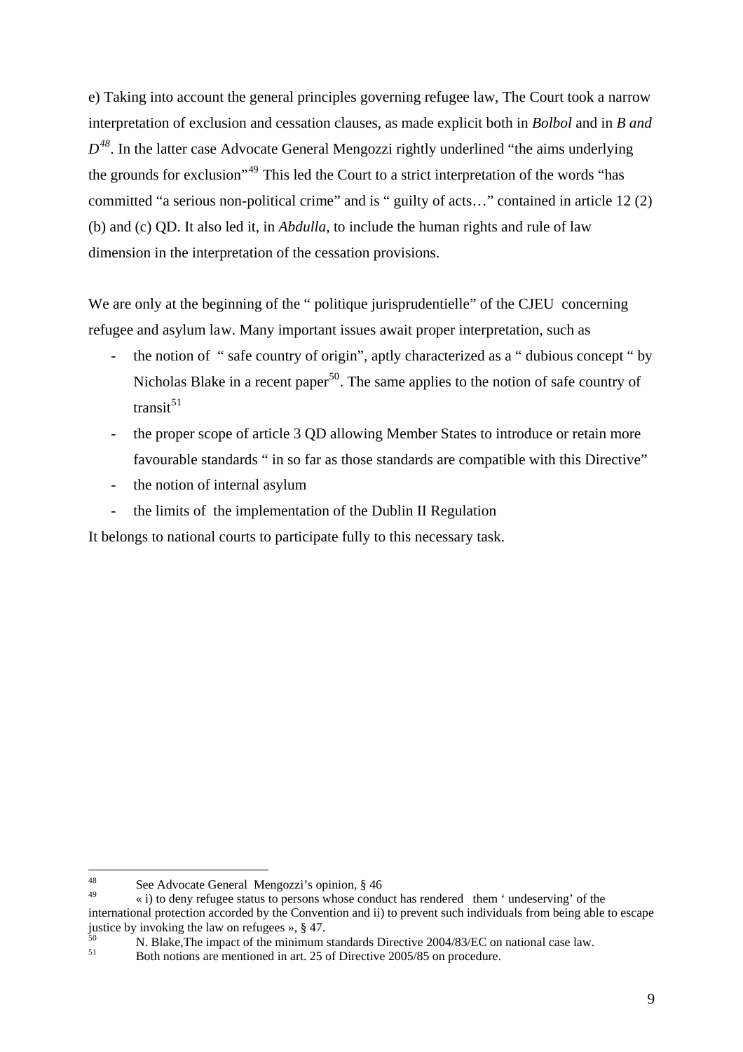e) Taking into account the general principles governing refugee law, The Court took a narrow interpretation of exclusion and cessation clauses, as made explicit both in *Bolbol* and in *B and D*[48]. In the latter case Advocate General Mengozzi rightly underlined "the aims underlying the grounds for exclusion"[49] This led the Court to a strict interpretation of the words "has committed "a serious non-political crime" and is " guilty of acts…" contained in article 12 (2) (b) and (c) QD. It also led it, in *Abdulla,* to include the human rights and rule of law dimension in the interpretation of the cessation provisions.

We are only at the beginning of the " politique jurisprudentielle" of the CJEU concerning refugee and asylum law. Many important issues await proper interpretation, such as

- the notion of " safe country of origin", aptly characterized as a " dubious concept " by Nicholas Blake in a recent paper[50]. The same applies to the notion of safe country of transit[51]
- the proper scope of article 3 QD allowing Member States to introduce or retain more favourable standards " in so far as those standards are compatible with this Directive"
- the notion of internal asylum
- the limits of the implementation of the Dublin II Regulation

It belongs to national courts to participate fully to this necessary task.

---

[48] See Advocate General Mengozzi's opinion, § 46

[49] « i) to deny refugee status to persons whose conduct has rendered them ' undeserving' of the international protection accorded by the Convention and ii) to prevent such individuals from being able to escape justice by invoking the law on refugees », § 47.

[50] N. Blake,The impact of the minimum standards Directive 2004/83/EC on national case law.

[51] Both notions are mentioned in art. 25 of Directive 2005/85 on procedure.